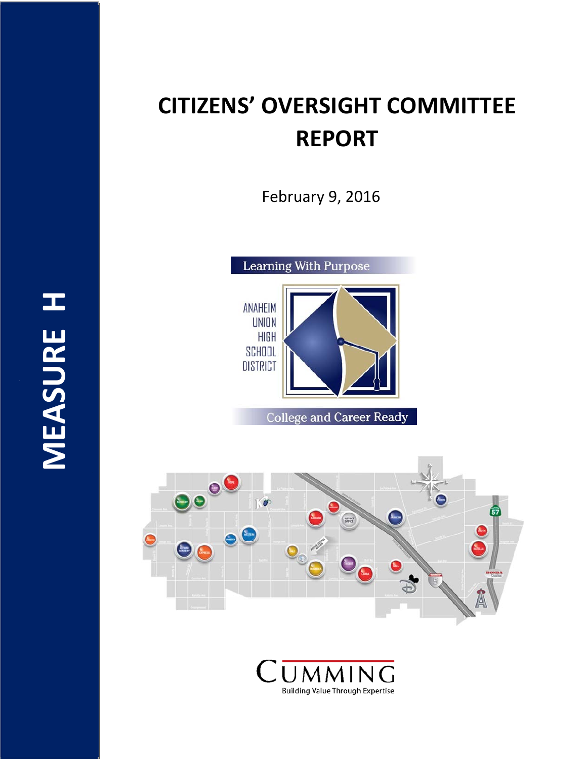MEASURE H

# CITIZENS' OVERSIGHT COMMITTEE REPORT

February 9, 2016

Learning With Purpose

ANAHEIM UNION HIGH SCHOOL DISTRICT

College and Career Ready

CUMMING

Building Value Through Expertise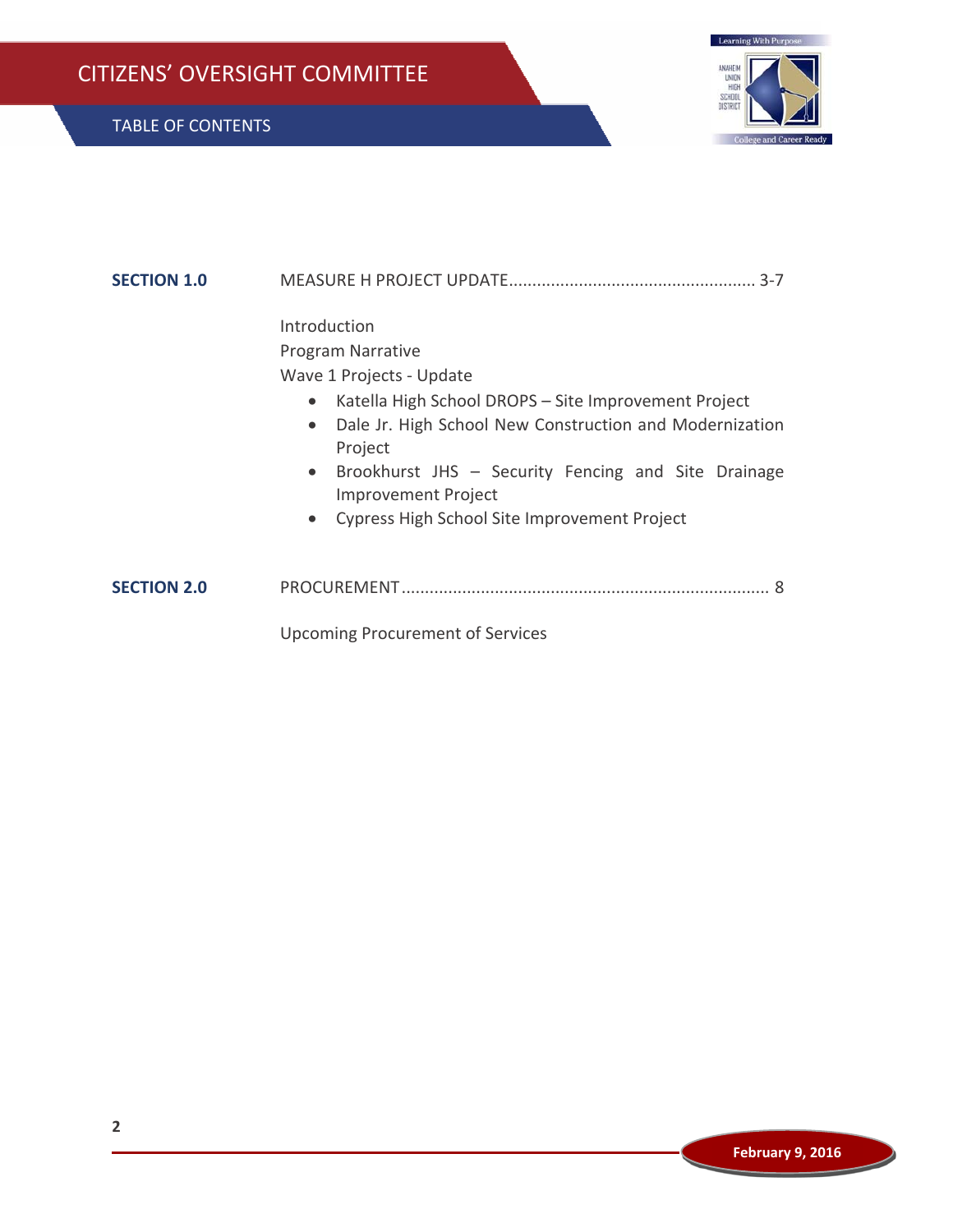# CITIZENS' OVERSIGHT COMMITTEE

## TABLE OF CONTENTS

**SECTION 1.0** MEASURE H PROJECT UPDATE.................................................... 3-7

Introduction

Program Narrative

Wave 1 Projects - Update

- Katella High School DROPS – Site Improvement Project
- Dale Jr. High School New Construction and Modernization Project
- Brookhurst JHS – Security Fencing and Site Drainage Improvement Project
- Cypress High School Site Improvement Project

**SECTION 2.0** PROCUREMENT.............................................................................. 8

Upcoming Procurement of Services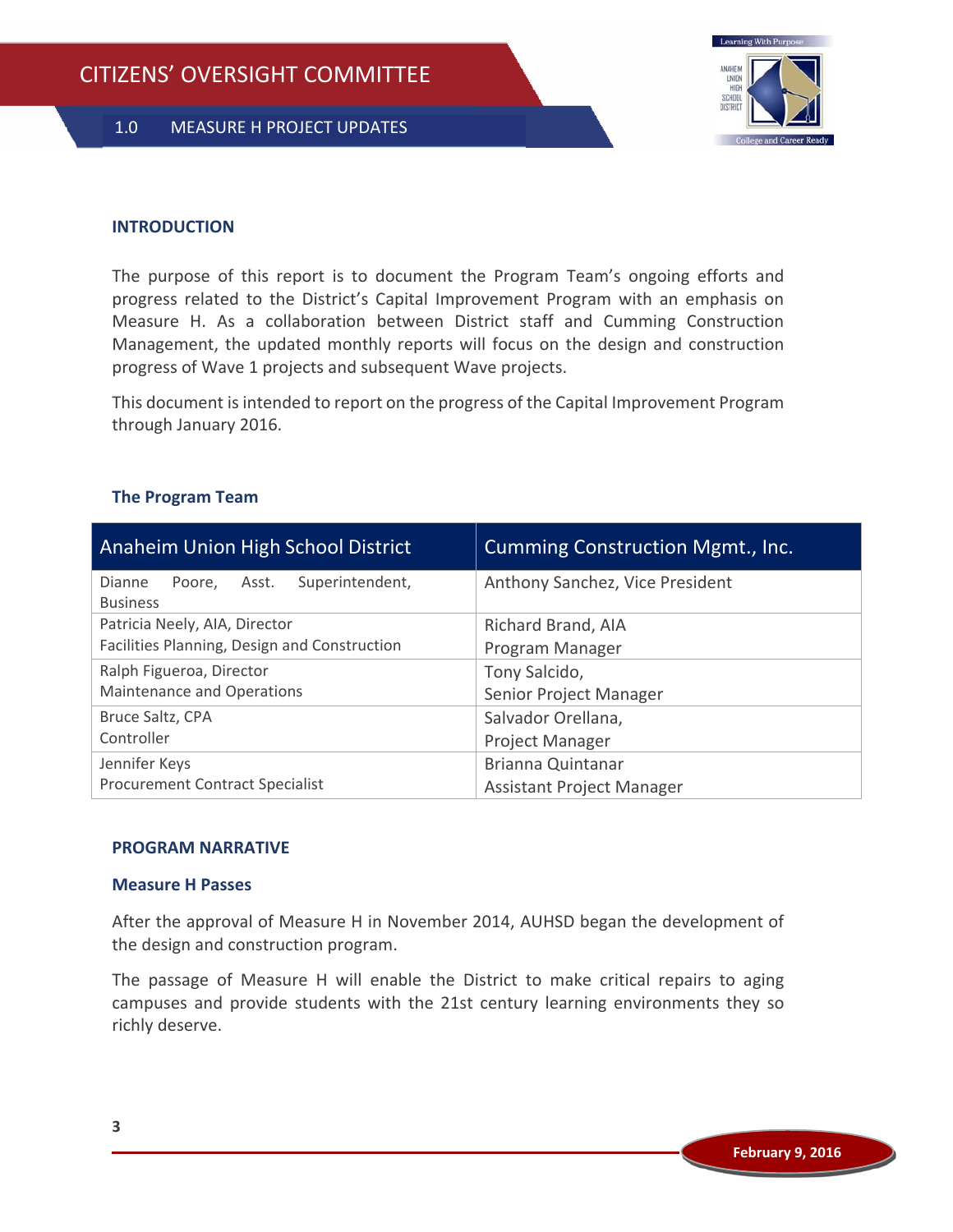## INTRODUCTION

The purpose of this report is to document the Program Team's ongoing efforts and progress related to the District's Capital Improvement Program with an emphasis on Measure H. As a collaboration between District staff and Cumming Construction Management, the updated monthly reports will focus on the design and construction progress of Wave 1 projects and subsequent Wave projects.

This document is intended to report on the progress of the Capital Improvement Program through January 2016.

### The Program Team

| Anaheim Union High School District | Cumming Construction Mgmt., Inc. |
|---|---|
| Dianne Poore, Asst. Superintendent, Business | Anthony Sanchez, Vice President |
| Patricia Neely, AIA, Director<br>Facilities Planning, Design and Construction | Richard Brand, AIA<br>Program Manager |
| Ralph Figueroa, Director<br>Maintenance and Operations | Tony Salcido,<br>Senior Project Manager |
| Bruce Saltz, CPA<br>Controller | Salvador Orellana,<br>Project Manager |
| Jennifer Keys<br>Procurement Contract Specialist | Brianna Quintanar<br>Assistant Project Manager |

## PROGRAM NARRATIVE

### Measure H Passes

After the approval of Measure H in November 2014, AUHSD began the development of the design and construction program.

The passage of Measure H will enable the District to make critical repairs to aging campuses and provide students with the 21st century learning environments they so richly deserve.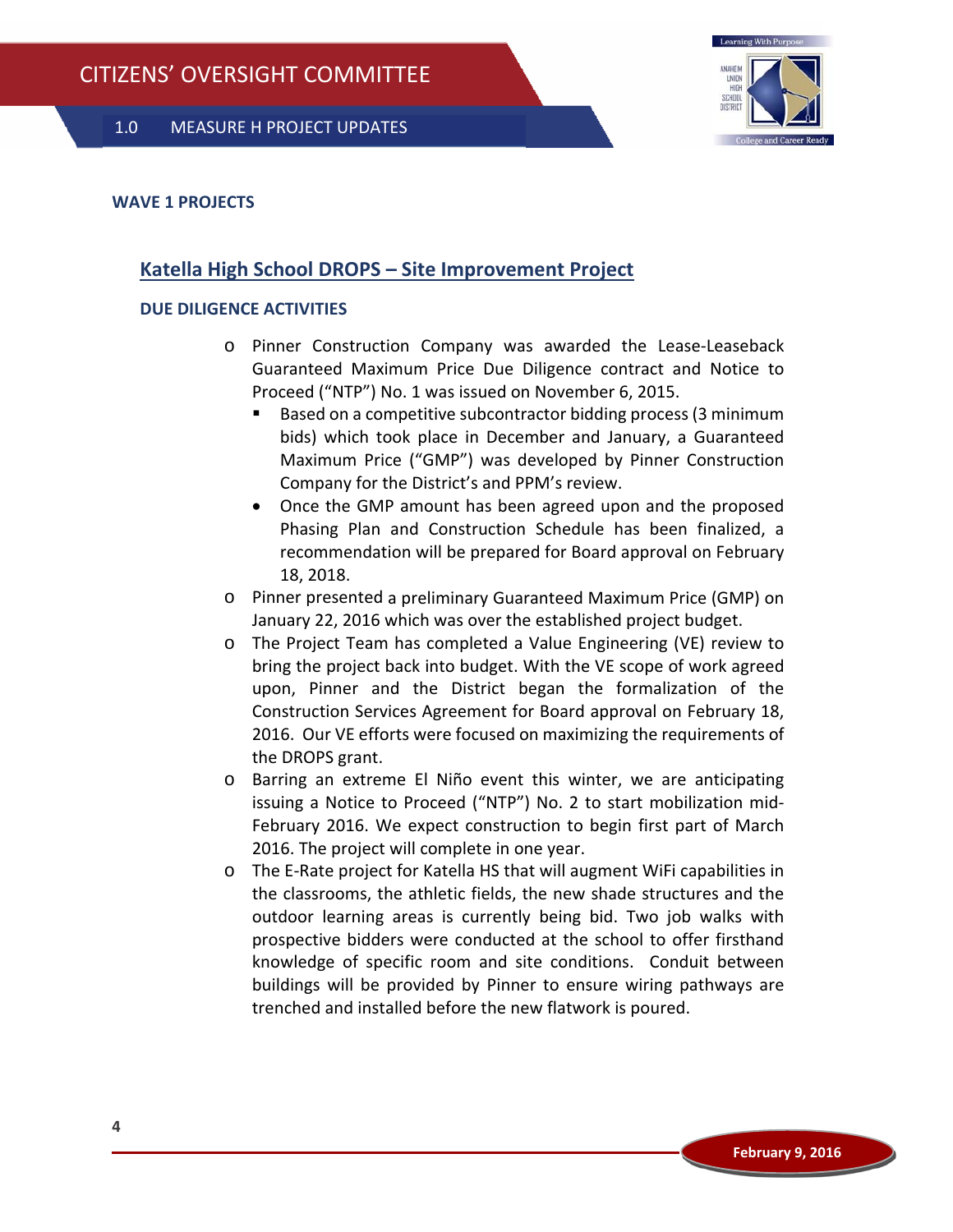## WAVE 1 PROJECTS

### Katella High School DROPS – Site Improvement Project

#### DUE DILIGENCE ACTIVITIES

- Pinner Construction Company was awarded the Lease-Leaseback Guaranteed Maximum Price Due Diligence contract and Notice to Proceed ("NTP") No. 1 was issued on November 6, 2015.
  - Based on a competitive subcontractor bidding process (3 minimum bids) which took place in December and January, a Guaranteed Maximum Price ("GMP") was developed by Pinner Construction Company for the District's and PPM's review.
  - Once the GMP amount has been agreed upon and the proposed Phasing Plan and Construction Schedule has been finalized, a recommendation will be prepared for Board approval on February 18, 2018.
- Pinner presented a preliminary Guaranteed Maximum Price (GMP) on January 22, 2016 which was over the established project budget.
- The Project Team has completed a Value Engineering (VE) review to bring the project back into budget. With the VE scope of work agreed upon, Pinner and the District began the formalization of the Construction Services Agreement for Board approval on February 18, 2016. Our VE efforts were focused on maximizing the requirements of the DROPS grant.
- Barring an extreme El Niño event this winter, we are anticipating issuing a Notice to Proceed ("NTP") No. 2 to start mobilization mid-February 2016. We expect construction to begin first part of March 2016. The project will complete in one year.
- The E-Rate project for Katella HS that will augment WiFi capabilities in the classrooms, the athletic fields, the new shade structures and the outdoor learning areas is currently being bid. Two job walks with prospective bidders were conducted at the school to offer firsthand knowledge of specific room and site conditions. Conduit between buildings will be provided by Pinner to ensure wiring pathways are trenched and installed before the new flatwork is poured.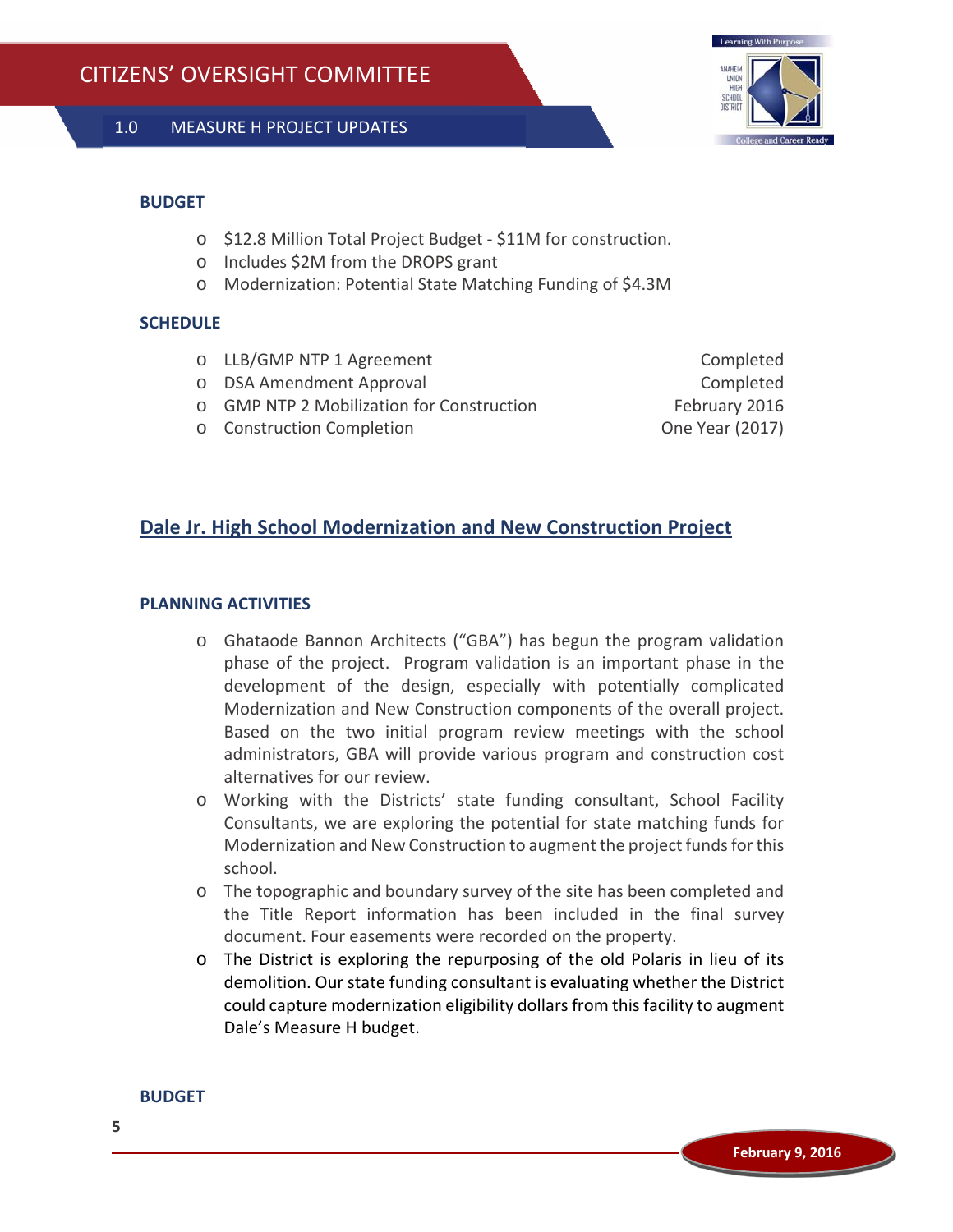### BUDGET

- $12.8 Million Total Project Budget - $11M for construction.
- Includes $2M from the DROPS grant
- Modernization: Potential State Matching Funding of $4.3M

### SCHEDULE

| | |
|---|---|
| LLB/GMP NTP 1 Agreement | Completed |
| DSA Amendment Approval | Completed |
| GMP NTP 2 Mobilization for Construction | February 2016 |
| Construction Completion | One Year (2017) |

## Dale Jr. High School Modernization and New Construction Project

### PLANNING ACTIVITIES

- Ghataode Bannon Architects ("GBA") has begun the program validation phase of the project. Program validation is an important phase in the development of the design, especially with potentially complicated Modernization and New Construction components of the overall project. Based on the two initial program review meetings with the school administrators, GBA will provide various program and construction cost alternatives for our review.
- Working with the Districts' state funding consultant, School Facility Consultants, we are exploring the potential for state matching funds for Modernization and New Construction to augment the project funds for this school.
- The topographic and boundary survey of the site has been completed and the Title Report information has been included in the final survey document. Four easements were recorded on the property.
- The District is exploring the repurposing of the old Polaris in lieu of its demolition. Our state funding consultant is evaluating whether the District could capture modernization eligibility dollars from this facility to augment Dale's Measure H budget.

### BUDGET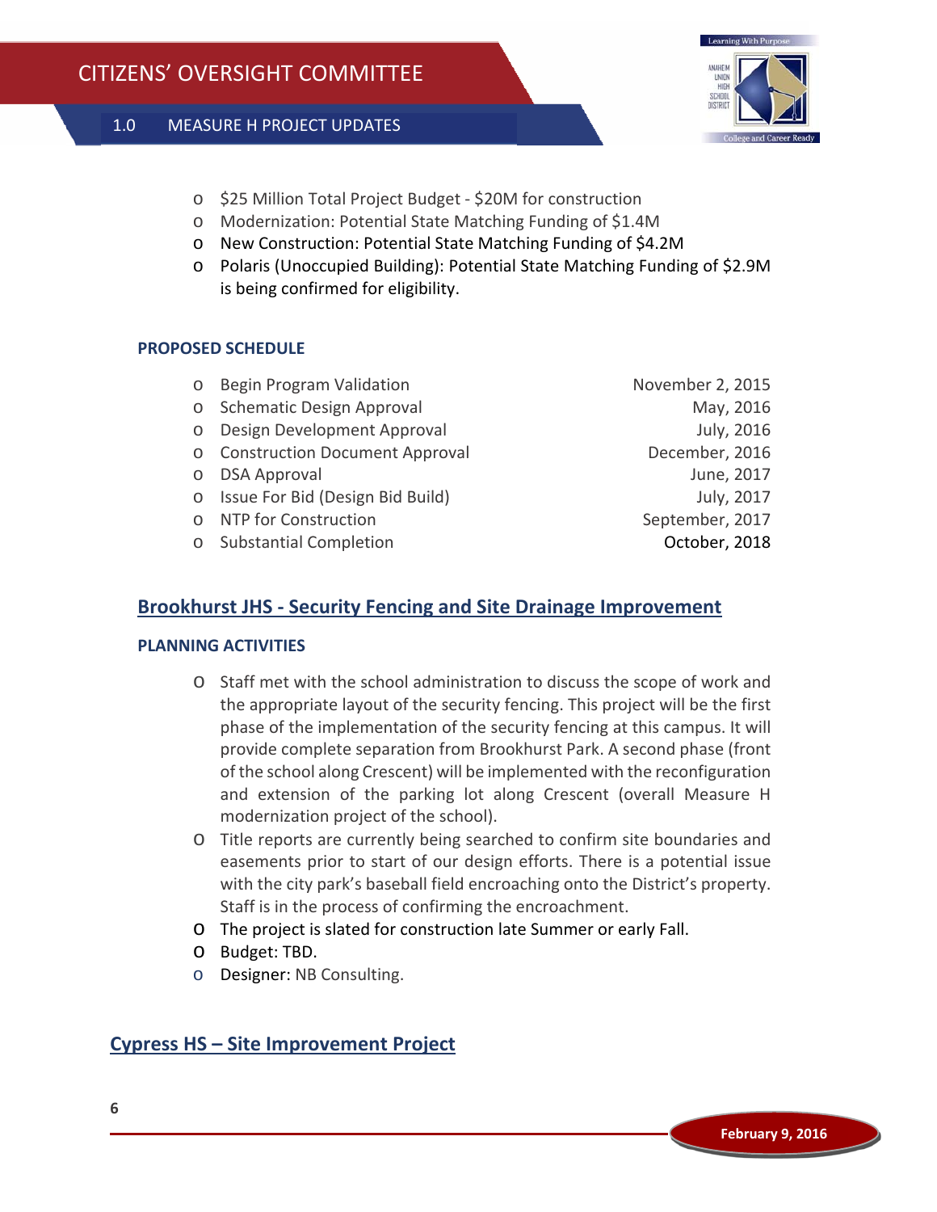- $25 Million Total Project Budget - $20M for construction
- Modernization: Potential State Matching Funding of $1.4M
- New Construction: Potential State Matching Funding of $4.2M
- Polaris (Unoccupied Building): Potential State Matching Funding of $2.9M is being confirmed for eligibility.

**PROPOSED SCHEDULE**

| | |
|---|---|
| Begin Program Validation | November 2, 2015 |
| Schematic Design Approval | May, 2016 |
| Design Development Approval | July, 2016 |
| Construction Document Approval | December, 2016 |
| DSA Approval | June, 2017 |
| Issue For Bid (Design Bid Build) | July, 2017 |
| NTP for Construction | September, 2017 |
| Substantial Completion | October, 2018 |

## Brookhurst JHS - Security Fencing and Site Drainage Improvement

**PLANNING ACTIVITIES**

- Staff met with the school administration to discuss the scope of work and the appropriate layout of the security fencing. This project will be the first phase of the implementation of the security fencing at this campus. It will provide complete separation from Brookhurst Park. A second phase (front of the school along Crescent) will be implemented with the reconfiguration and extension of the parking lot along Crescent (overall Measure H modernization project of the school).
- Title reports are currently being searched to confirm site boundaries and easements prior to start of our design efforts. There is a potential issue with the city park's baseball field encroaching onto the District's property. Staff is in the process of confirming the encroachment.
- The project is slated for construction late Summer or early Fall.
- Budget: TBD.
- Designer: NB Consulting.

## Cypress HS – Site Improvement Project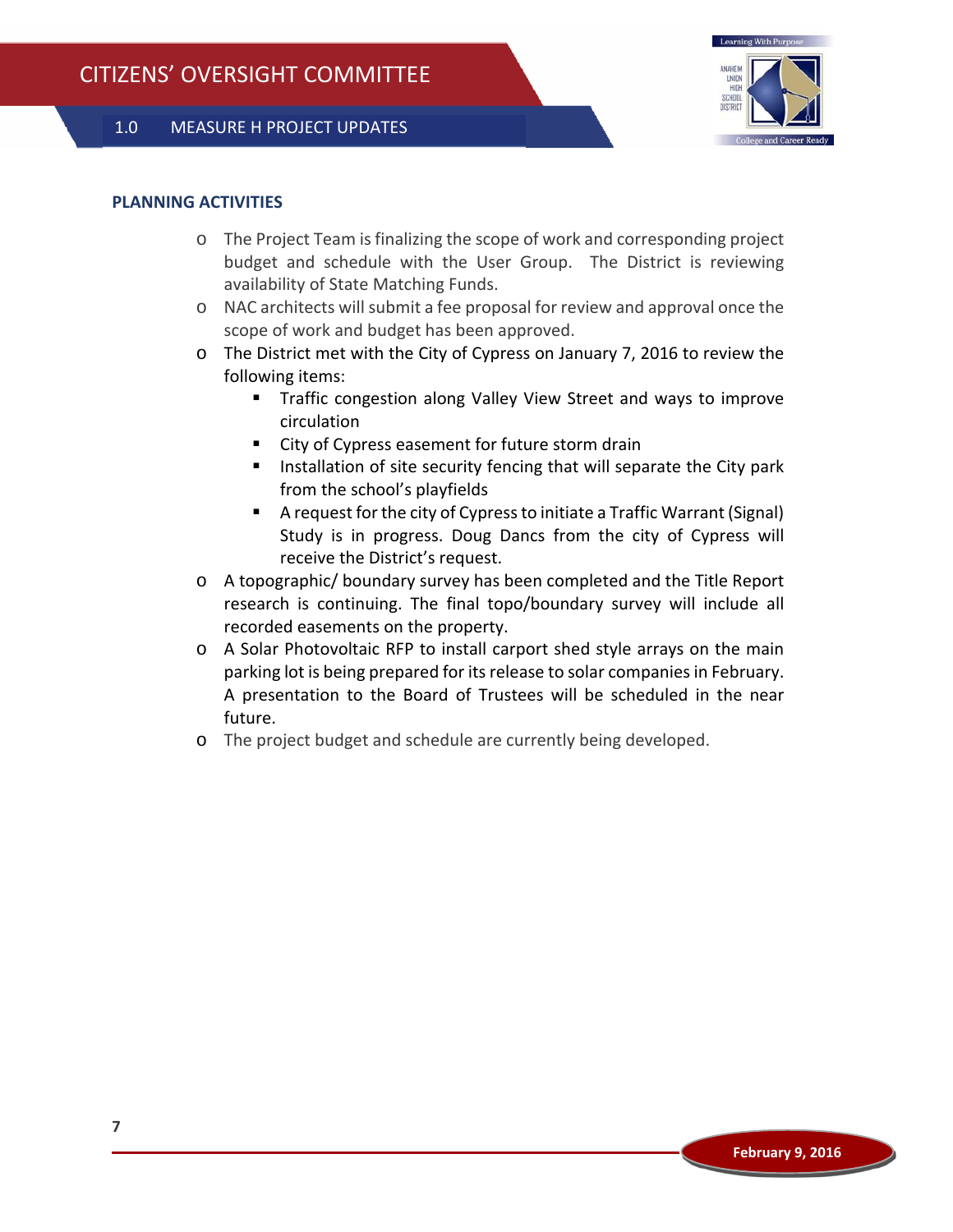## PLANNING ACTIVITIES

- The Project Team is finalizing the scope of work and corresponding project budget and schedule with the User Group. The District is reviewing availability of State Matching Funds.
- NAC architects will submit a fee proposal for review and approval once the scope of work and budget has been approved.
- The District met with the City of Cypress on January 7, 2016 to review the following items:
  - Traffic congestion along Valley View Street and ways to improve circulation
  - City of Cypress easement for future storm drain
  - Installation of site security fencing that will separate the City park from the school's playfields
  - A request for the city of Cypress to initiate a Traffic Warrant (Signal) Study is in progress. Doug Dancs from the city of Cypress will receive the District's request.
- A topographic/ boundary survey has been completed and the Title Report research is continuing. The final topo/boundary survey will include all recorded easements on the property.
- A Solar Photovoltaic RFP to install carport shed style arrays on the main parking lot is being prepared for its release to solar companies in February. A presentation to the Board of Trustees will be scheduled in the near future.
- The project budget and schedule are currently being developed.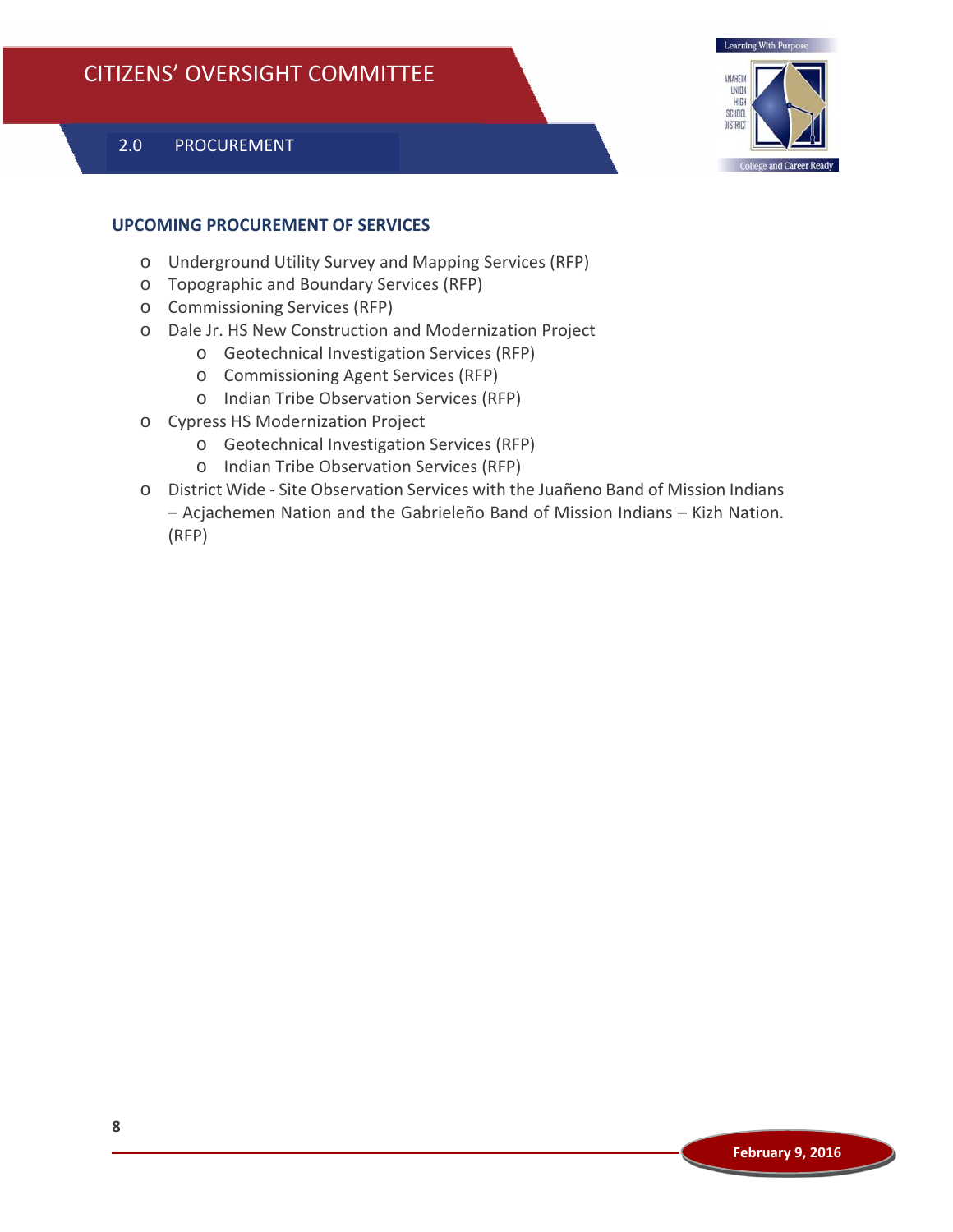## UPCOMING PROCUREMENT OF SERVICES

- Underground Utility Survey and Mapping Services (RFP)
- Topographic and Boundary Services (RFP)
- Commissioning Services (RFP)
- Dale Jr. HS New Construction and Modernization Project
  - Geotechnical Investigation Services (RFP)
  - Commissioning Agent Services (RFP)
  - Indian Tribe Observation Services (RFP)
- Cypress HS Modernization Project
  - Geotechnical Investigation Services (RFP)
  - Indian Tribe Observation Services (RFP)
- District Wide - Site Observation Services with the Juañeno Band of Mission Indians – Acjachemen Nation and the Gabrieleño Band of Mission Indians – Kizh Nation. (RFP)